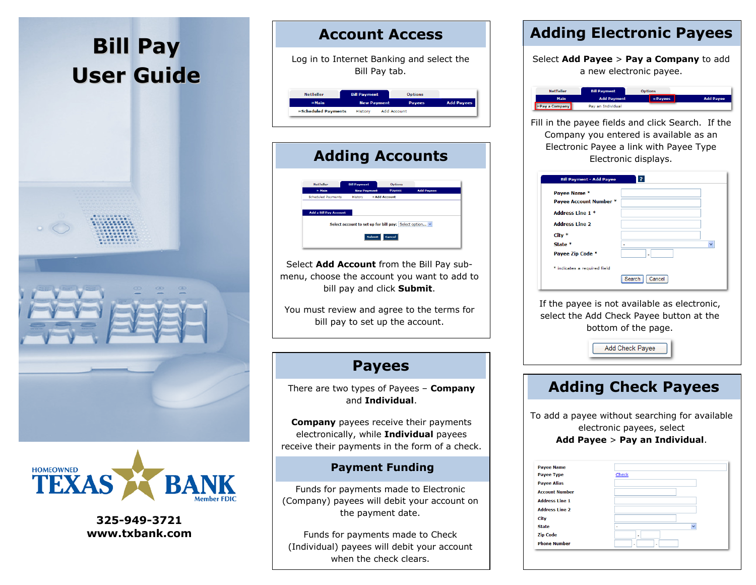# Bill Pay User Guide

HOMEOWNED TEXAS BANK Member FDIC

**325-949-3721**
**www.txbank.com**

## Account Access

Log in to Internet Banking and select the Bill Pay tab.

## Adding Accounts

Select **Add Account** from the Bill Pay sub-menu, choose the account you want to add to bill pay and click **Submit**.

You must review and agree to the terms for bill pay to set up the account.

## Payees

There are two types of Payees – **Company** and **Individual**.

**Company** payees receive their payments electronically, while **Individual** payees receive their payments in the form of a check.

### Payment Funding

Funds for payments made to Electronic (Company) payees will debit your account on the payment date.

Funds for payments made to Check (Individual) payees will debit your account when the check clears.

## Adding Electronic Payees

Select **Add Payee** > **Pay a Company** to add a new electronic payee.

Fill in the payee fields and click Search. If the Company you entered is available as an Electronic Payee a link with Payee Type Electronic displays.

If the payee is not available as electronic, select the Add Check Payee button at the bottom of the page.

## Adding Check Payees

To add a payee without searching for available electronic payees, select
**Add Payee** > **Pay an Individual**.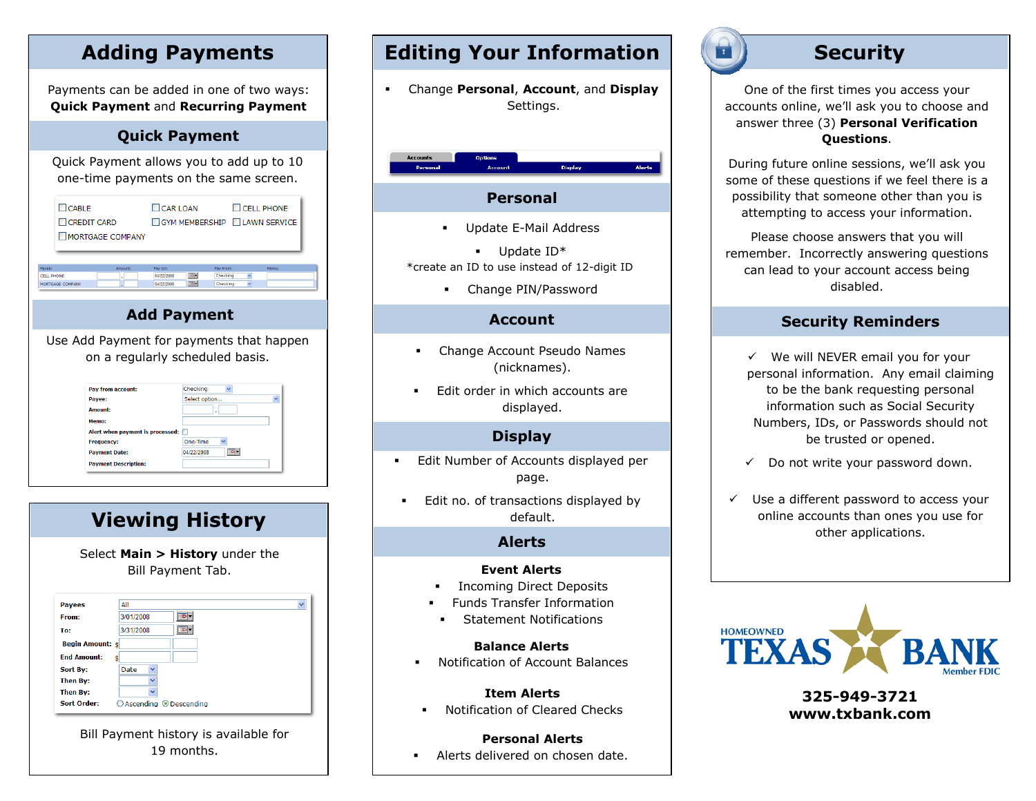# Adding Payments

Payments can be added in one of two ways: **Quick Payment** and **Recurring Payment**

## Quick Payment

Quick Payment allows you to add up to 10 one-time payments on the same screen.

## Add Payment

Use Add Payment for payments that happen on a regularly scheduled basis.

# Viewing History

Select **Main > History** under the Bill Payment Tab.

Bill Payment history is available for 19 months.

# Editing Your Information

- Change **Personal**, **Account**, and **Display** Settings.

## Personal

- Update E-Mail Address
- Update ID*

*create an ID to use instead of 12-digit ID

- Change PIN/Password

## Account

- Change Account Pseudo Names (nicknames).
- Edit order in which accounts are displayed.

## Display

- Edit Number of Accounts displayed per page.
- Edit no. of transactions displayed by default.

## Alerts

**Event Alerts**

- Incoming Direct Deposits
- Funds Transfer Information
- Statement Notifications

**Balance Alerts**

- Notification of Account Balances

**Item Alerts**

- Notification of Cleared Checks

**Personal Alerts**

- Alerts delivered on chosen date.

# Security

One of the first times you access your accounts online, we'll ask you to choose and answer three (3) **Personal Verification Questions**.

During future online sessions, we'll ask you some of these questions if we feel there is a possibility that someone other than you is attempting to access your information.

Please choose answers that you will remember. Incorrectly answering questions can lead to your account access being disabled.

## Security Reminders

- ✓ We will NEVER email you for your personal information. Any email claiming to be the bank requesting personal information such as Social Security Numbers, IDs, or Passwords should not be trusted or opened.
- ✓ Do not write your password down.
- ✓ Use a different password to access your online accounts than ones you use for other applications.

HOMEOWNED TEXAS BANK Member FDIC

**325-949-3721**
**www.txbank.com**